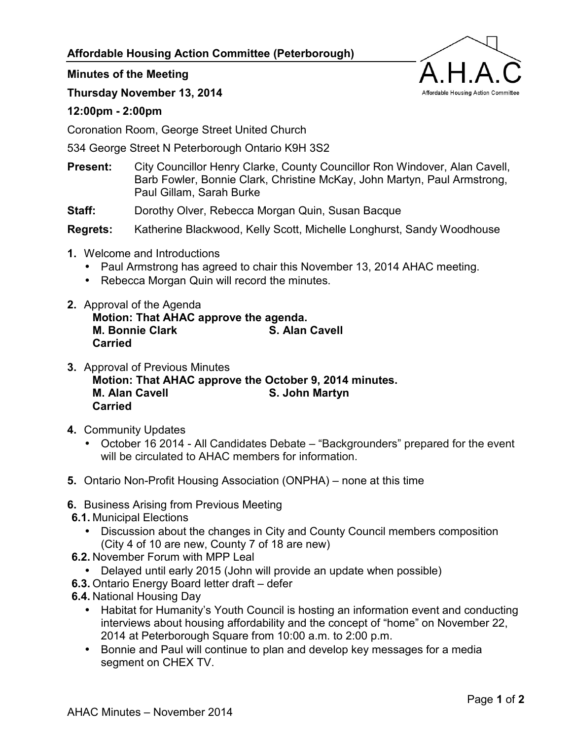**Affordable Housing Action Committee (Peterborough)**

**Minutes of the Meeting**

**Thursday November 13, 2014**

**12:00pm - 2:00pm**

Coronation Room, George Street United Church

534 George Street N Peterborough Ontario K9H 3S2

**Present:** City Councillor Henry Clarke, County Councillor Ron Windover, Alan Cavell, Barb Fowler, Bonnie Clark, Christine McKay, John Martyn, Paul Armstrong, Paul Gillam, Sarah Burke

**Staff:** Dorothy Olver, Rebecca Morgan Quin, Susan Bacque

**Regrets:** Katherine Blackwood, Kelly Scott, Michelle Longhurst, Sandy Woodhouse

**1.** Welcome and Introductions
- Paul Armstrong has agreed to chair this November 13, 2014 AHAC meeting.
- Rebecca Morgan Quin will record the minutes.

**2.** Approval of the Agenda

**Motion: That AHAC approve the agenda.**
**M. Bonnie Clark S. Alan Cavell**
**Carried**

**3.** Approval of Previous Minutes

**Motion: That AHAC approve the October 9, 2014 minutes.**
**M. Alan Cavell S. John Martyn**
**Carried**

**4.** Community Updates
- October 16 2014 - All Candidates Debate – "Backgrounders" prepared for the event will be circulated to AHAC members for information.

**5.** Ontario Non-Profit Housing Association (ONPHA) – none at this time

**6.** Business Arising from Previous Meeting

**6.1.** Municipal Elections
- Discussion about the changes in City and County Council members composition (City 4 of 10 are new, County 7 of 18 are new)

**6.2.** November Forum with MPP Leal
- Delayed until early 2015 (John will provide an update when possible)

**6.3.** Ontario Energy Board letter draft – defer

**6.4.** National Housing Day
- Habitat for Humanity's Youth Council is hosting an information event and conducting interviews about housing affordability and the concept of "home" on November 22, 2014 at Peterborough Square from 10:00 a.m. to 2:00 p.m.
- Bonnie and Paul will continue to plan and develop key messages for a media segment on CHEX TV.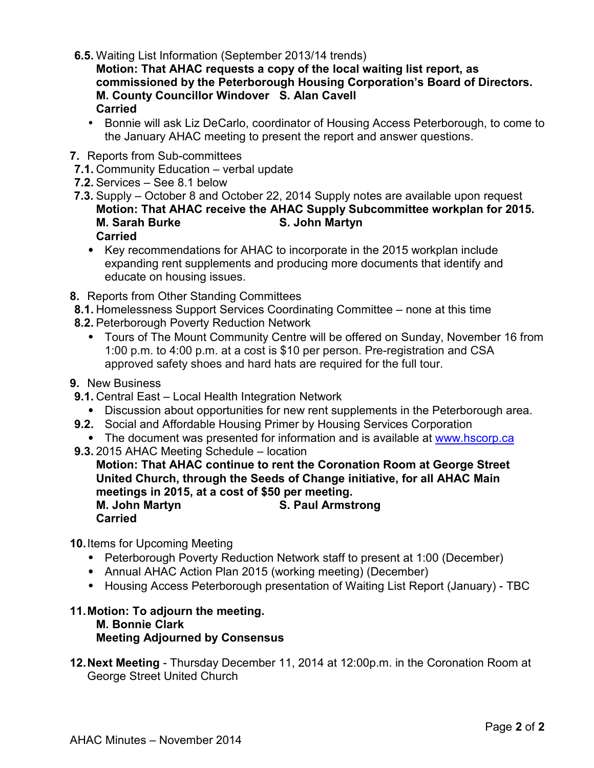**6.5.** Waiting List Information (September 2013/14 trends)

**Motion: That AHAC requests a copy of the local waiting list report, as commissioned by the Peterborough Housing Corporation's Board of Directors.**
**M. County Councillor Windover S. Alan Cavell**
**Carried**

- Bonnie will ask Liz DeCarlo, coordinator of Housing Access Peterborough, to come to the January AHAC meeting to present the report and answer questions.

**7.** Reports from Sub-committees

**7.1.** Community Education – verbal update

**7.2.** Services – See 8.1 below

**7.3.** Supply – October 8 and October 22, 2014 Supply notes are available upon request

**Motion: That AHAC receive the AHAC Supply Subcommittee workplan for 2015.**
**M. Sarah Burke S. John Martyn**
**Carried**

- Key recommendations for AHAC to incorporate in the 2015 workplan include expanding rent supplements and producing more documents that identify and educate on housing issues.

**8.** Reports from Other Standing Committees

**8.1.** Homelessness Support Services Coordinating Committee – none at this time

**8.2.** Peterborough Poverty Reduction Network

- Tours of The Mount Community Centre will be offered on Sunday, November 16 from 1:00 p.m. to 4:00 p.m. at a cost is $10 per person. Pre-registration and CSA approved safety shoes and hard hats are required for the full tour.

**9.** New Business

**9.1.** Central East – Local Health Integration Network

- Discussion about opportunities for new rent supplements in the Peterborough area.

**9.2.** Social and Affordable Housing Primer by Housing Services Corporation

- The document was presented for information and is available at www.hscorp.ca

**9.3.** 2015 AHAC Meeting Schedule – location

**Motion: That AHAC continue to rent the Coronation Room at George Street United Church, through the Seeds of Change initiative, for all AHAC Main meetings in 2015, at a cost of $50 per meeting.**
**M. John Martyn S. Paul Armstrong**
**Carried**

**10.** Items for Upcoming Meeting

- Peterborough Poverty Reduction Network staff to present at 1:00 (December)
- Annual AHAC Action Plan 2015 (working meeting) (December)
- Housing Access Peterborough presentation of Waiting List Report (January) - TBC

**11. Motion: To adjourn the meeting.**
**M. Bonnie Clark**
**Meeting Adjourned by Consensus**

**12. Next Meeting** - Thursday December 11, 2014 at 12:00p.m. in the Coronation Room at George Street United Church